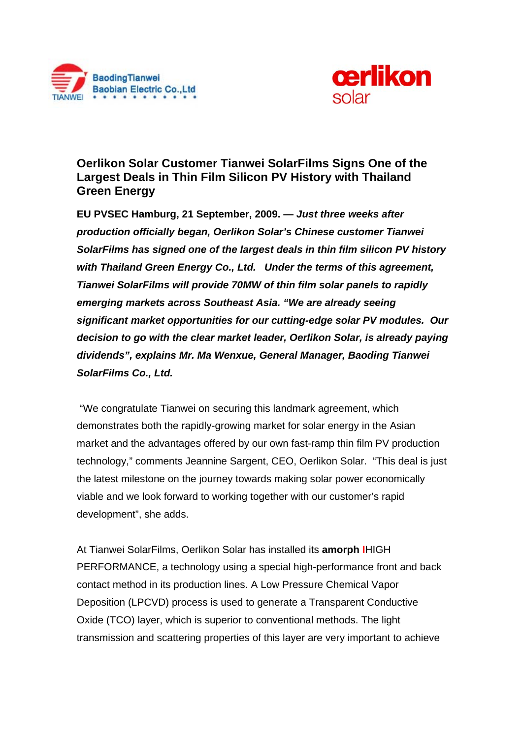# Oerlikon Solar Customer Tianwei SolarFilms Signs One of the Largest Deals in Thin Film Silicon PV History with Thailand Green Energy

**EU PVSEC Hamburg, 21 September, 2009. —** ***Just three weeks after production officially began, Oerlikon Solar's Chinese customer Tianwei SolarFilms has signed one of the largest deals in thin film silicon PV history with Thailand Green Energy Co., Ltd. Under the terms of this agreement, Tianwei SolarFilms will provide 70MW of thin film solar panels to rapidly emerging markets across Southeast Asia. "We are already seeing significant market opportunities for our cutting-edge solar PV modules. Our decision to go with the clear market leader, Oerlikon Solar, is already paying dividends", explains Mr. Ma Wenxue, General Manager, Baoding Tianwei SolarFilms Co., Ltd.***

"We congratulate Tianwei on securing this landmark agreement, which demonstrates both the rapidly-growing market for solar energy in the Asian market and the advantages offered by our own fast-ramp thin film PV production technology," comments Jeannine Sargent, CEO, Oerlikon Solar. "This deal is just the latest milestone on the journey towards making solar power economically viable and we look forward to working together with our customer's rapid development", she adds.

At Tianwei SolarFilms, Oerlikon Solar has installed its **amorph** IHIGH PERFORMANCE, a technology using a special high-performance front and back contact method in its production lines. A Low Pressure Chemical Vapor Deposition (LPCVD) process is used to generate a Transparent Conductive Oxide (TCO) layer, which is superior to conventional methods. The light transmission and scattering properties of this layer are very important to achieve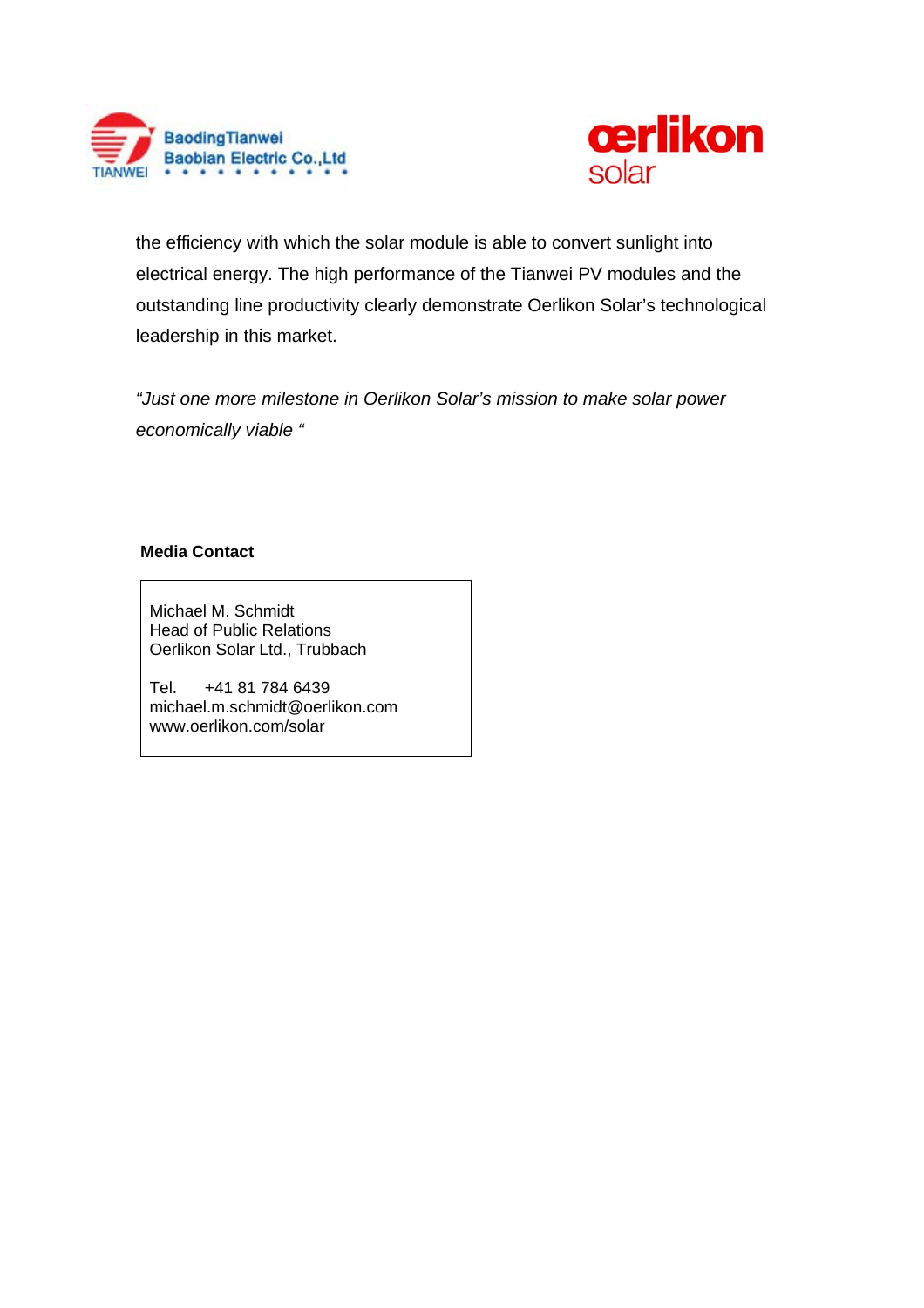the efficiency with which the solar module is able to convert sunlight into electrical energy. The high performance of the Tianwei PV modules and the outstanding line productivity clearly demonstrate Oerlikon Solar's technological leadership in this market.

*"Just one more milestone in Oerlikon Solar's mission to make solar power economically viable "*

**Media Contact**

Michael M. Schmidt
Head of Public Relations
Oerlikon Solar Ltd., Trubbach

Tel. +41 81 784 6439
michael.m.schmidt@oerlikon.com
www.oerlikon.com/solar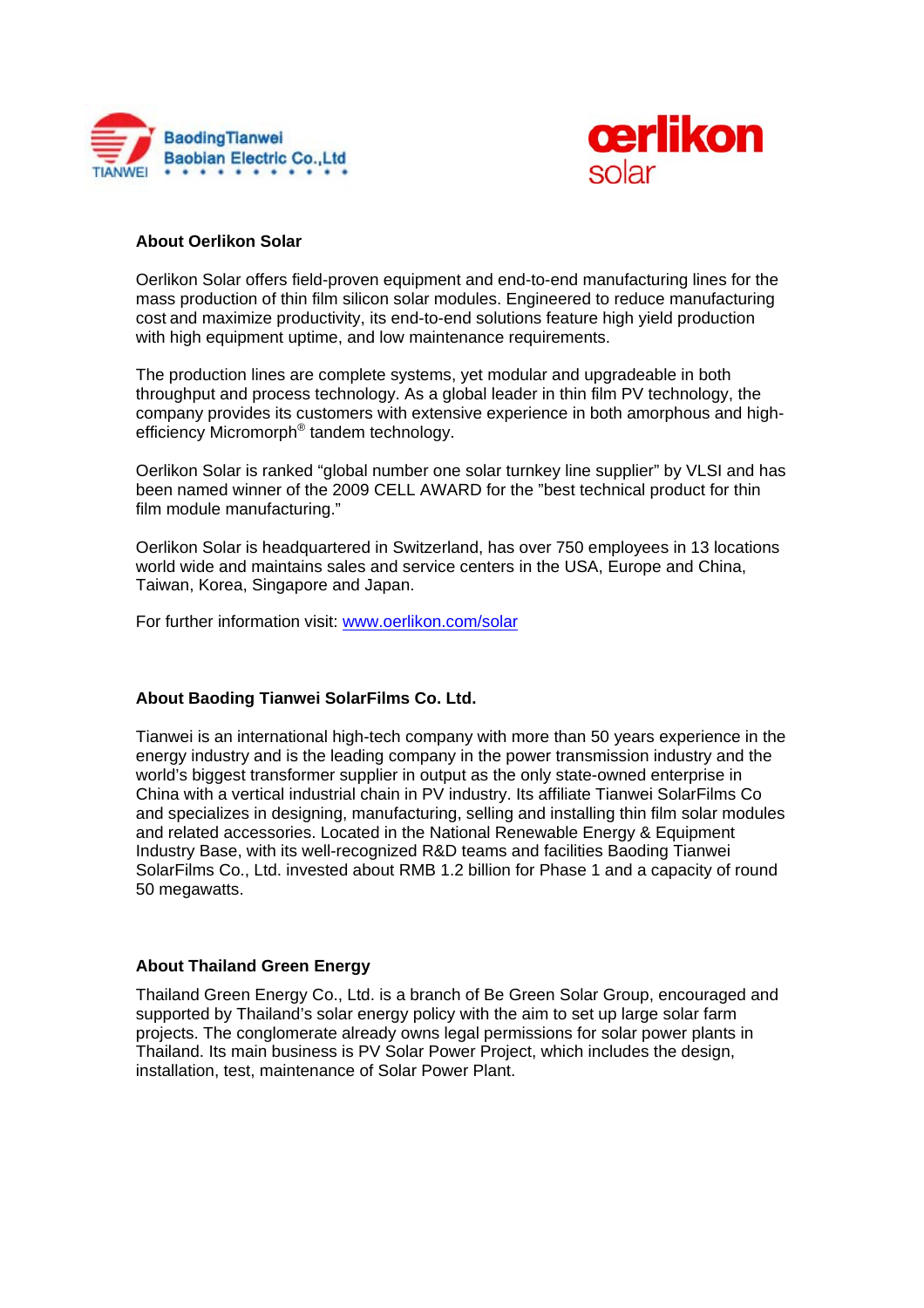BaodingTianwei Baobian Electric Co.,Ltd

oerlikon solar

**About Oerlikon Solar**

Oerlikon Solar offers field-proven equipment and end-to-end manufacturing lines for the mass production of thin film silicon solar modules. Engineered to reduce manufacturing cost and maximize productivity, its end-to-end solutions feature high yield production with high equipment uptime, and low maintenance requirements.

The production lines are complete systems, yet modular and upgradeable in both throughput and process technology. As a global leader in thin film PV technology, the company provides its customers with extensive experience in both amorphous and high-efficiency Micromorph® tandem technology.

Oerlikon Solar is ranked "global number one solar turnkey line supplier" by VLSI and has been named winner of the 2009 CELL AWARD for the "best technical product for thin film module manufacturing."

Oerlikon Solar is headquartered in Switzerland, has over 750 employees in 13 locations world wide and maintains sales and service centers in the USA, Europe and China, Taiwan, Korea, Singapore and Japan.

For further information visit: [www.oerlikon.com/solar](http://www.oerlikon.com/solar)

**About Baoding Tianwei SolarFilms Co. Ltd.**

Tianwei is an international high-tech company with more than 50 years experience in the energy industry and is the leading company in the power transmission industry and the world's biggest transformer supplier in output as the only state-owned enterprise in China with a vertical industrial chain in PV industry. Its affiliate Tianwei SolarFilms Co and specializes in designing, manufacturing, selling and installing thin film solar modules and related accessories. Located in the National Renewable Energy & Equipment Industry Base, with its well-recognized R&D teams and facilities Baoding Tianwei SolarFilms Co., Ltd. invested about RMB 1.2 billion for Phase 1 and a capacity of round 50 megawatts.

**About Thailand Green Energy**

Thailand Green Energy Co., Ltd. is a branch of Be Green Solar Group, encouraged and supported by Thailand's solar energy policy with the aim to set up large solar farm projects. The conglomerate already owns legal permissions for solar power plants in Thailand. Its main business is PV Solar Power Project, which includes the design, installation, test, maintenance of Solar Power Plant.